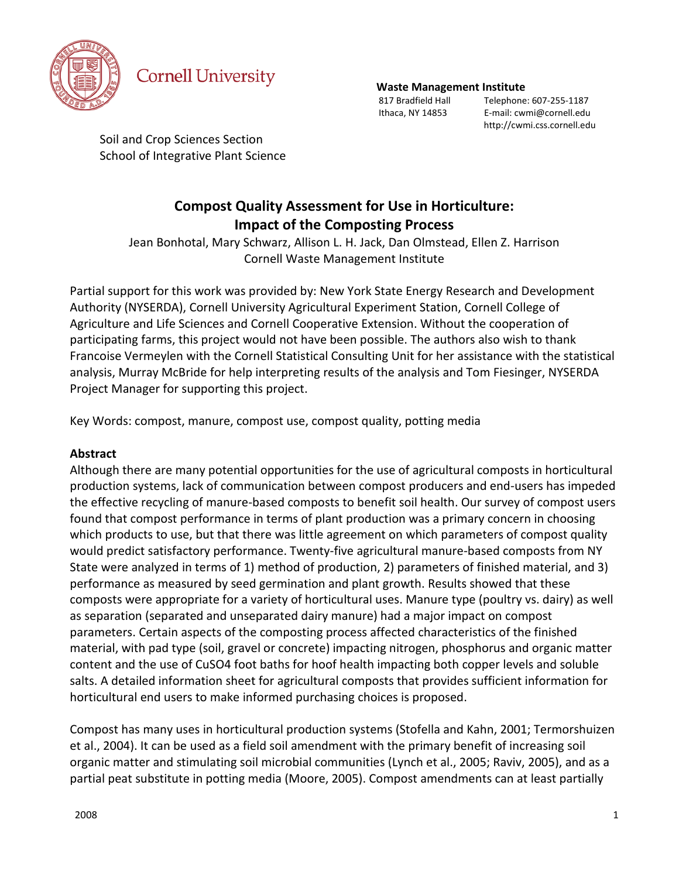Cornell University

**Waste Management Institute**
817 Bradfield Hall
Ithaca, NY 14853
Telephone: 607-255-1187
E-mail: cwmi@cornell.edu
http://cwmi.css.cornell.edu

Soil and Crop Sciences Section
School of Integrative Plant Science

# Compost Quality Assessment for Use in Horticulture: Impact of the Composting Process

Jean Bonhotal, Mary Schwarz, Allison L. H. Jack, Dan Olmstead, Ellen Z. Harrison
Cornell Waste Management Institute

Partial support for this work was provided by: New York State Energy Research and Development Authority (NYSERDA), Cornell University Agricultural Experiment Station, Cornell College of Agriculture and Life Sciences and Cornell Cooperative Extension. Without the cooperation of participating farms, this project would not have been possible. The authors also wish to thank Francoise Vermeylen with the Cornell Statistical Consulting Unit for her assistance with the statistical analysis, Murray McBride for help interpreting results of the analysis and Tom Fiesinger, NYSERDA Project Manager for supporting this project.

Key Words: compost, manure, compost use, compost quality, potting media

## Abstract

Although there are many potential opportunities for the use of agricultural composts in horticultural production systems, lack of communication between compost producers and end-users has impeded the effective recycling of manure-based composts to benefit soil health. Our survey of compost users found that compost performance in terms of plant production was a primary concern in choosing which products to use, but that there was little agreement on which parameters of compost quality would predict satisfactory performance. Twenty-five agricultural manure-based composts from NY State were analyzed in terms of 1) method of production, 2) parameters of finished material, and 3) performance as measured by seed germination and plant growth. Results showed that these composts were appropriate for a variety of horticultural uses. Manure type (poultry vs. dairy) as well as separation (separated and unseparated dairy manure) had a major impact on compost parameters. Certain aspects of the composting process affected characteristics of the finished material, with pad type (soil, gravel or concrete) impacting nitrogen, phosphorus and organic matter content and the use of $CuSO_4$ foot baths for hoof health impacting both copper levels and soluble salts. A detailed information sheet for agricultural composts that provides sufficient information for horticultural end users to make informed purchasing choices is proposed.

Compost has many uses in horticultural production systems (Stofella and Kahn, 2001; Termorshuizen et al., 2004). It can be used as a field soil amendment with the primary benefit of increasing soil organic matter and stimulating soil microbial communities (Lynch et al., 2005; Raviv, 2005), and as a partial peat substitute in potting media (Moore, 2005). Compost amendments can at least partially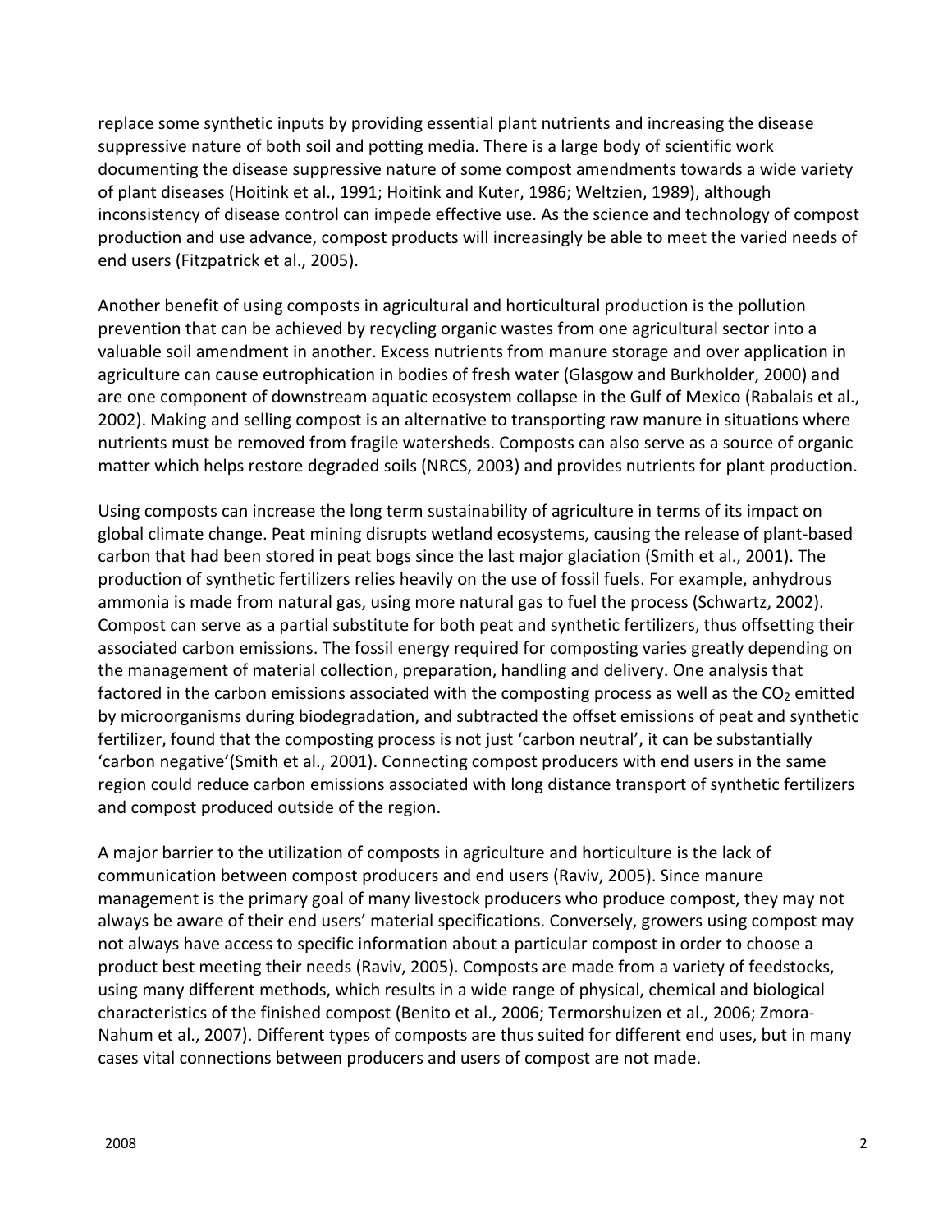replace some synthetic inputs by providing essential plant nutrients and increasing the disease suppressive nature of both soil and potting media. There is a large body of scientific work documenting the disease suppressive nature of some compost amendments towards a wide variety of plant diseases (Hoitink et al., 1991; Hoitink and Kuter, 1986; Weltzien, 1989), although inconsistency of disease control can impede effective use. As the science and technology of compost production and use advance, compost products will increasingly be able to meet the varied needs of end users (Fitzpatrick et al., 2005).

Another benefit of using composts in agricultural and horticultural production is the pollution prevention that can be achieved by recycling organic wastes from one agricultural sector into a valuable soil amendment in another. Excess nutrients from manure storage and over application in agriculture can cause eutrophication in bodies of fresh water (Glasgow and Burkholder, 2000) and are one component of downstream aquatic ecosystem collapse in the Gulf of Mexico (Rabalais et al., 2002). Making and selling compost is an alternative to transporting raw manure in situations where nutrients must be removed from fragile watersheds. Composts can also serve as a source of organic matter which helps restore degraded soils (NRCS, 2003) and provides nutrients for plant production.

Using composts can increase the long term sustainability of agriculture in terms of its impact on global climate change. Peat mining disrupts wetland ecosystems, causing the release of plant-based carbon that had been stored in peat bogs since the last major glaciation (Smith et al., 2001). The production of synthetic fertilizers relies heavily on the use of fossil fuels. For example, anhydrous ammonia is made from natural gas, using more natural gas to fuel the process (Schwartz, 2002). Compost can serve as a partial substitute for both peat and synthetic fertilizers, thus offsetting their associated carbon emissions. The fossil energy required for composting varies greatly depending on the management of material collection, preparation, handling and delivery. One analysis that factored in the carbon emissions associated with the composting process as well as the $CO_2$ emitted by microorganisms during biodegradation, and subtracted the offset emissions of peat and synthetic fertilizer, found that the composting process is not just 'carbon neutral', it can be substantially 'carbon negative'(Smith et al., 2001). Connecting compost producers with end users in the same region could reduce carbon emissions associated with long distance transport of synthetic fertilizers and compost produced outside of the region.

A major barrier to the utilization of composts in agriculture and horticulture is the lack of communication between compost producers and end users (Raviv, 2005). Since manure management is the primary goal of many livestock producers who produce compost, they may not always be aware of their end users' material specifications. Conversely, growers using compost may not always have access to specific information about a particular compost in order to choose a product best meeting their needs (Raviv, 2005). Composts are made from a variety of feedstocks, using many different methods, which results in a wide range of physical, chemical and biological characteristics of the finished compost (Benito et al., 2006; Termorshuizen et al., 2006; Zmora-Nahum et al., 2007). Different types of composts are thus suited for different end uses, but in many cases vital connections between producers and users of compost are not made.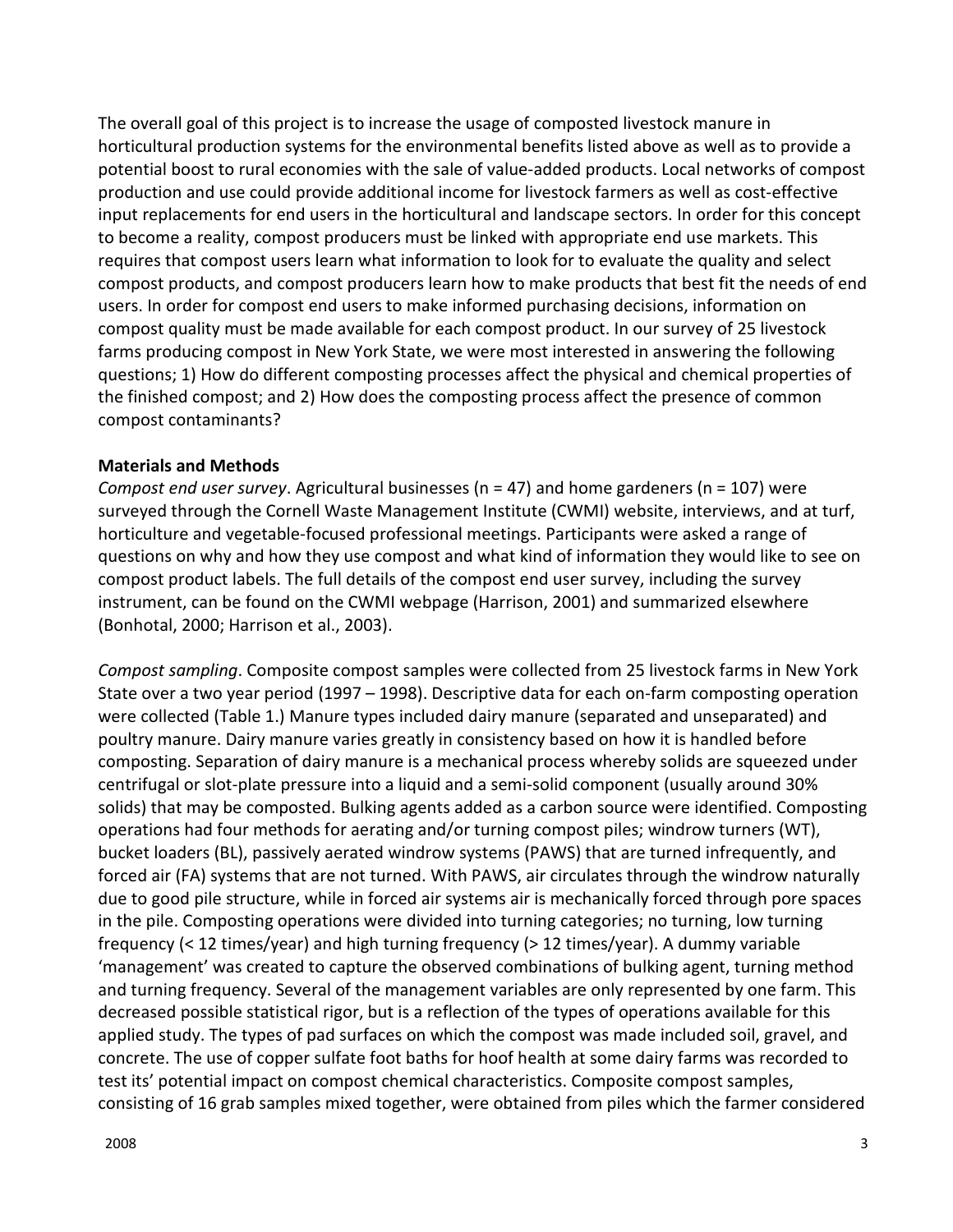The overall goal of this project is to increase the usage of composted livestock manure in horticultural production systems for the environmental benefits listed above as well as to provide a potential boost to rural economies with the sale of value-added products. Local networks of compost production and use could provide additional income for livestock farmers as well as cost-effective input replacements for end users in the horticultural and landscape sectors. In order for this concept to become a reality, compost producers must be linked with appropriate end use markets. This requires that compost users learn what information to look for to evaluate the quality and select compost products, and compost producers learn how to make products that best fit the needs of end users. In order for compost end users to make informed purchasing decisions, information on compost quality must be made available for each compost product. In our survey of 25 livestock farms producing compost in New York State, we were most interested in answering the following questions; 1) How do different composting processes affect the physical and chemical properties of the finished compost; and 2) How does the composting process affect the presence of common compost contaminants?

**Materials and Methods**

*Compost end user survey*. Agricultural businesses (n = 47) and home gardeners (n = 107) were surveyed through the Cornell Waste Management Institute (CWMI) website, interviews, and at turf, horticulture and vegetable-focused professional meetings. Participants were asked a range of questions on why and how they use compost and what kind of information they would like to see on compost product labels. The full details of the compost end user survey, including the survey instrument, can be found on the CWMI webpage (Harrison, 2001) and summarized elsewhere (Bonhotal, 2000; Harrison et al., 2003).

*Compost sampling*. Composite compost samples were collected from 25 livestock farms in New York State over a two year period (1997 – 1998). Descriptive data for each on-farm composting operation were collected (Table 1.) Manure types included dairy manure (separated and unseparated) and poultry manure. Dairy manure varies greatly in consistency based on how it is handled before composting. Separation of dairy manure is a mechanical process whereby solids are squeezed under centrifugal or slot-plate pressure into a liquid and a semi-solid component (usually around 30% solids) that may be composted. Bulking agents added as a carbon source were identified. Composting operations had four methods for aerating and/or turning compost piles; windrow turners (WT), bucket loaders (BL), passively aerated windrow systems (PAWS) that are turned infrequently, and forced air (FA) systems that are not turned. With PAWS, air circulates through the windrow naturally due to good pile structure, while in forced air systems air is mechanically forced through pore spaces in the pile. Composting operations were divided into turning categories; no turning, low turning frequency (< 12 times/year) and high turning frequency (> 12 times/year). A dummy variable 'management' was created to capture the observed combinations of bulking agent, turning method and turning frequency. Several of the management variables are only represented by one farm. This decreased possible statistical rigor, but is a reflection of the types of operations available for this applied study. The types of pad surfaces on which the compost was made included soil, gravel, and concrete. The use of copper sulfate foot baths for hoof health at some dairy farms was recorded to test its' potential impact on compost chemical characteristics. Composite compost samples, consisting of 16 grab samples mixed together, were obtained from piles which the farmer considered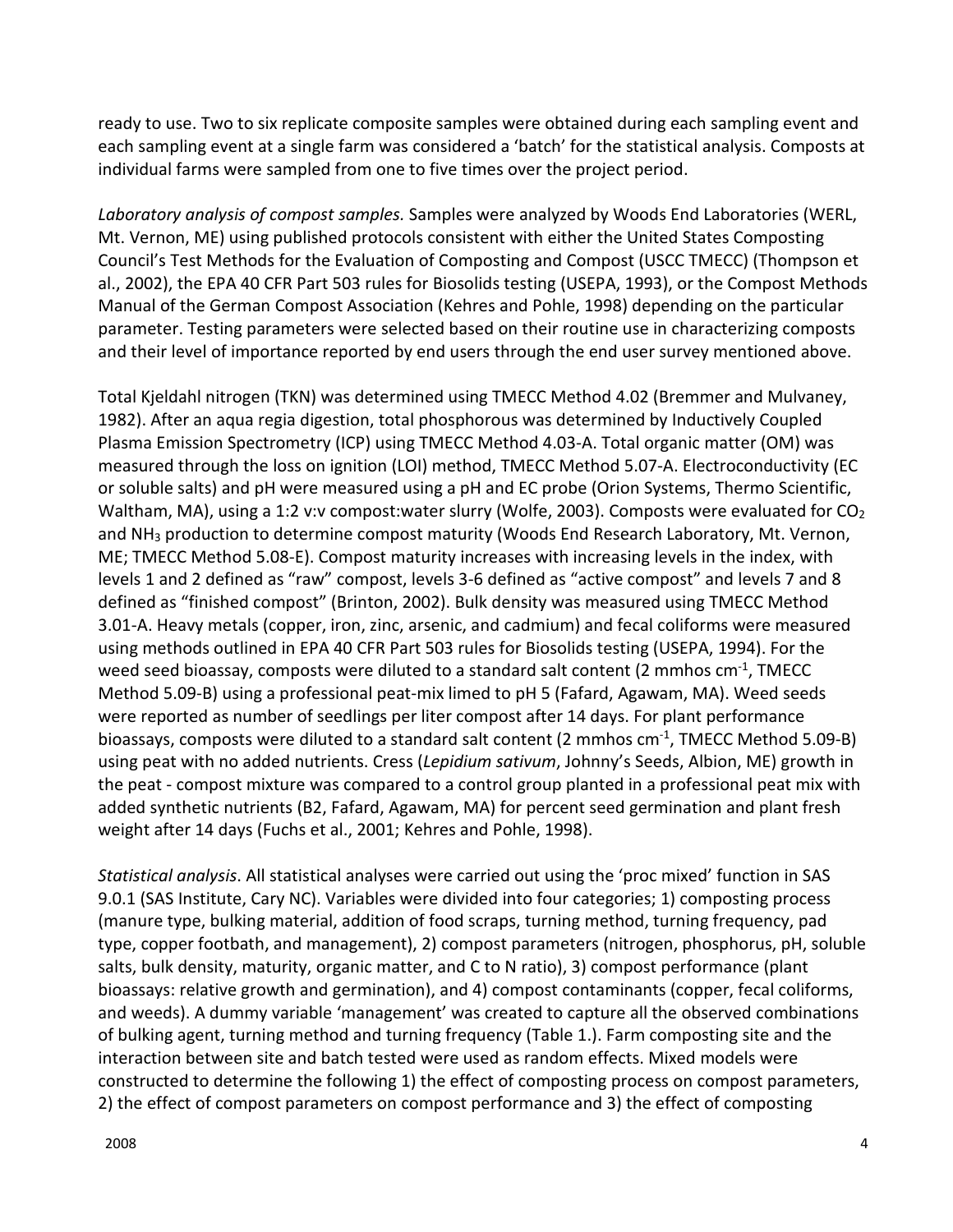ready to use. Two to six replicate composite samples were obtained during each sampling event and each sampling event at a single farm was considered a 'batch' for the statistical analysis. Composts at individual farms were sampled from one to five times over the project period.

*Laboratory analysis of compost samples.* Samples were analyzed by Woods End Laboratories (WERL, Mt. Vernon, ME) using published protocols consistent with either the United States Composting Council's Test Methods for the Evaluation of Composting and Compost (USCC TMECC) (Thompson et al., 2002), the EPA 40 CFR Part 503 rules for Biosolids testing (USEPA, 1993), or the Compost Methods Manual of the German Compost Association (Kehres and Pohle, 1998) depending on the particular parameter. Testing parameters were selected based on their routine use in characterizing composts and their level of importance reported by end users through the end user survey mentioned above.

Total Kjeldahl nitrogen (TKN) was determined using TMECC Method 4.02 (Bremmer and Mulvaney, 1982). After an aqua regia digestion, total phosphorous was determined by Inductively Coupled Plasma Emission Spectrometry (ICP) using TMECC Method 4.03-A. Total organic matter (OM) was measured through the loss on ignition (LOI) method, TMECC Method 5.07-A. Electroconductivity (EC or soluble salts) and pH were measured using a pH and EC probe (Orion Systems, Thermo Scientific, Waltham, MA), using a 1:2 v:v compost:water slurry (Wolfe, 2003). Composts were evaluated for $CO_2$ and $NH_3$ production to determine compost maturity (Woods End Research Laboratory, Mt. Vernon, ME; TMECC Method 5.08-E). Compost maturity increases with increasing levels in the index, with levels 1 and 2 defined as "raw" compost, levels 3-6 defined as "active compost" and levels 7 and 8 defined as "finished compost" (Brinton, 2002). Bulk density was measured using TMECC Method 3.01-A. Heavy metals (copper, iron, zinc, arsenic, and cadmium) and fecal coliforms were measured using methods outlined in EPA 40 CFR Part 503 rules for Biosolids testing (USEPA, 1994). For the weed seed bioassay, composts were diluted to a standard salt content (2 mmhos $cm^{-1}$, TMECC Method 5.09-B) using a professional peat-mix limed to pH 5 (Fafard, Agawam, MA). Weed seeds were reported as number of seedlings per liter compost after 14 days. For plant performance bioassays, composts were diluted to a standard salt content (2 mmhos $cm^{-1}$, TMECC Method 5.09-B) using peat with no added nutrients. Cress (*Lepidium sativum*, Johnny's Seeds, Albion, ME) growth in the peat - compost mixture was compared to a control group planted in a professional peat mix with added synthetic nutrients (B2, Fafard, Agawam, MA) for percent seed germination and plant fresh weight after 14 days (Fuchs et al., 2001; Kehres and Pohle, 1998).

*Statistical analysis*. All statistical analyses were carried out using the 'proc mixed' function in SAS 9.0.1 (SAS Institute, Cary NC). Variables were divided into four categories; 1) composting process (manure type, bulking material, addition of food scraps, turning method, turning frequency, pad type, copper footbath, and management), 2) compost parameters (nitrogen, phosphorus, pH, soluble salts, bulk density, maturity, organic matter, and C to N ratio), 3) compost performance (plant bioassays: relative growth and germination), and 4) compost contaminants (copper, fecal coliforms, and weeds). A dummy variable 'management' was created to capture all the observed combinations of bulking agent, turning method and turning frequency (Table 1.). Farm composting site and the interaction between site and batch tested were used as random effects. Mixed models were constructed to determine the following 1) the effect of composting process on compost parameters, 2) the effect of compost parameters on compost performance and 3) the effect of composting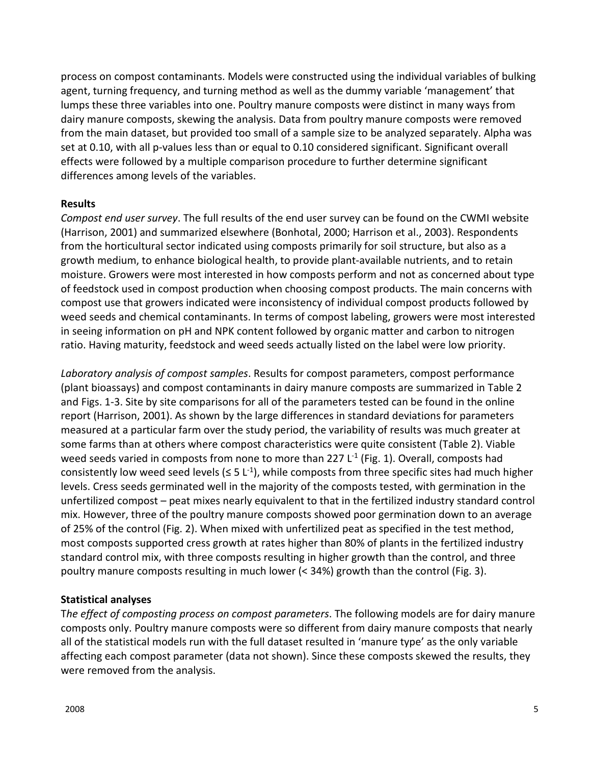process on compost contaminants. Models were constructed using the individual variables of bulking agent, turning frequency, and turning method as well as the dummy variable 'management' that lumps these three variables into one. Poultry manure composts were distinct in many ways from dairy manure composts, skewing the analysis. Data from poultry manure composts were removed from the main dataset, but provided too small of a sample size to be analyzed separately. Alpha was set at 0.10, with all p-values less than or equal to 0.10 considered significant. Significant overall effects were followed by a multiple comparison procedure to further determine significant differences among levels of the variables.

## Results

*Compost end user survey*. The full results of the end user survey can be found on the CWMI website (Harrison, 2001) and summarized elsewhere (Bonhotal, 2000; Harrison et al., 2003). Respondents from the horticultural sector indicated using composts primarily for soil structure, but also as a growth medium, to enhance biological health, to provide plant-available nutrients, and to retain moisture. Growers were most interested in how composts perform and not as concerned about type of feedstock used in compost production when choosing compost products. The main concerns with compost use that growers indicated were inconsistency of individual compost products followed by weed seeds and chemical contaminants. In terms of compost labeling, growers were most interested in seeing information on pH and NPK content followed by organic matter and carbon to nitrogen ratio. Having maturity, feedstock and weed seeds actually listed on the label were low priority.

*Laboratory analysis of compost samples*. Results for compost parameters, compost performance (plant bioassays) and compost contaminants in dairy manure composts are summarized in Table 2 and Figs. 1-3. Site by site comparisons for all of the parameters tested can be found in the online report (Harrison, 2001). As shown by the large differences in standard deviations for parameters measured at a particular farm over the study period, the variability of results was much greater at some farms than at others where compost characteristics were quite consistent (Table 2). Viable weed seeds varied in composts from none to more than 227 $L^{-1}$ (Fig. 1). Overall, composts had consistently low weed seed levels ($\leq 5$ $L^{-1}$), while composts from three specific sites had much higher levels. Cress seeds germinated well in the majority of the composts tested, with germination in the unfertilized compost – peat mixes nearly equivalent to that in the fertilized industry standard control mix. However, three of the poultry manure composts showed poor germination down to an average of 25% of the control (Fig. 2). When mixed with unfertilized peat as specified in the test method, most composts supported cress growth at rates higher than 80% of plants in the fertilized industry standard control mix, with three composts resulting in higher growth than the control, and three poultry manure composts resulting in much lower (< 34%) growth than the control (Fig. 3).

## Statistical analyses

*The effect of composting process on compost parameters*. The following models are for dairy manure composts only. Poultry manure composts were so different from dairy manure composts that nearly all of the statistical models run with the full dataset resulted in 'manure type' as the only variable affecting each compost parameter (data not shown). Since these composts skewed the results, they were removed from the analysis.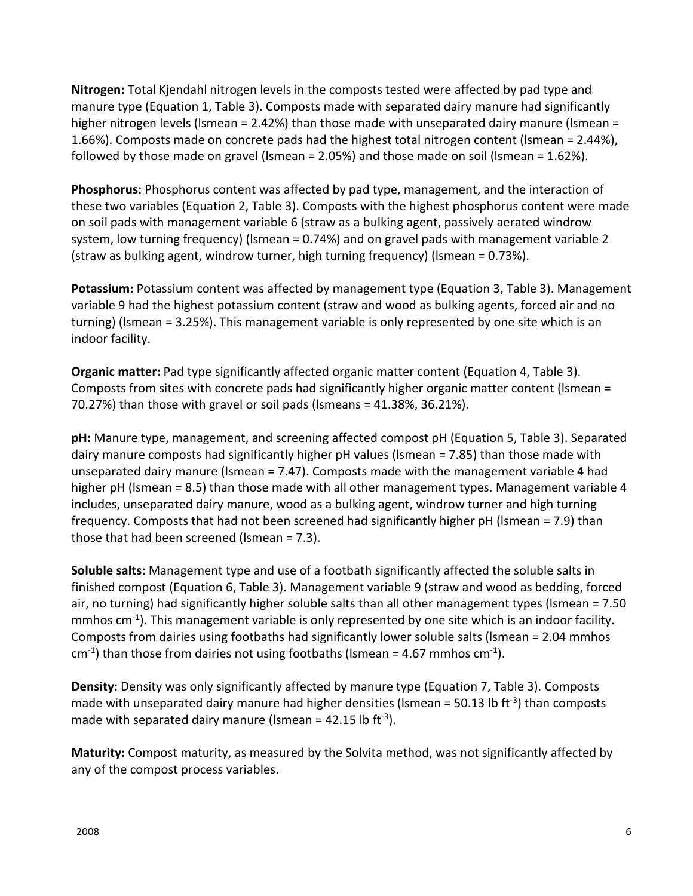**Nitrogen:** Total Kjendahl nitrogen levels in the composts tested were affected by pad type and manure type (Equation 1, Table 3). Composts made with separated dairy manure had significantly higher nitrogen levels (lsmean = 2.42%) than those made with unseparated dairy manure (lsmean = 1.66%). Composts made on concrete pads had the highest total nitrogen content (lsmean = 2.44%), followed by those made on gravel (lsmean = 2.05%) and those made on soil (lsmean = 1.62%).

**Phosphorus:** Phosphorus content was affected by pad type, management, and the interaction of these two variables (Equation 2, Table 3). Composts with the highest phosphorus content were made on soil pads with management variable 6 (straw as a bulking agent, passively aerated windrow system, low turning frequency) (lsmean = 0.74%) and on gravel pads with management variable 2 (straw as bulking agent, windrow turner, high turning frequency) (lsmean = 0.73%).

**Potassium:** Potassium content was affected by management type (Equation 3, Table 3). Management variable 9 had the highest potassium content (straw and wood as bulking agents, forced air and no turning) (lsmean = 3.25%). This management variable is only represented by one site which is an indoor facility.

**Organic matter:** Pad type significantly affected organic matter content (Equation 4, Table 3). Composts from sites with concrete pads had significantly higher organic matter content (lsmean = 70.27%) than those with gravel or soil pads (lsmeans = 41.38%, 36.21%).

**pH:** Manure type, management, and screening affected compost pH (Equation 5, Table 3). Separated dairy manure composts had significantly higher pH values (lsmean = 7.85) than those made with unseparated dairy manure (lsmean = 7.47). Composts made with the management variable 4 had higher pH (lsmean = 8.5) than those made with all other management types. Management variable 4 includes, unseparated dairy manure, wood as a bulking agent, windrow turner and high turning frequency. Composts that had not been screened had significantly higher pH (lsmean = 7.9) than those that had been screened (lsmean = 7.3).

**Soluble salts:** Management type and use of a footbath significantly affected the soluble salts in finished compost (Equation 6, Table 3). Management variable 9 (straw and wood as bedding, forced air, no turning) had significantly higher soluble salts than all other management types (lsmean = 7.50 mmhos $cm^{-1}$). This management variable is only represented by one site which is an indoor facility. Composts from dairies using footbaths had significantly lower soluble salts (lsmean = 2.04 mmhos $cm^{-1}$) than those from dairies not using footbaths (lsmean = 4.67 mmhos $cm^{-1}$).

**Density:** Density was only significantly affected by manure type (Equation 7, Table 3). Composts made with unseparated dairy manure had higher densities (lsmean = 50.13 lb $ft^{-3}$) than composts made with separated dairy manure (lsmean = 42.15 lb $ft^{-3}$).

**Maturity:** Compost maturity, as measured by the Solvita method, was not significantly affected by any of the compost process variables.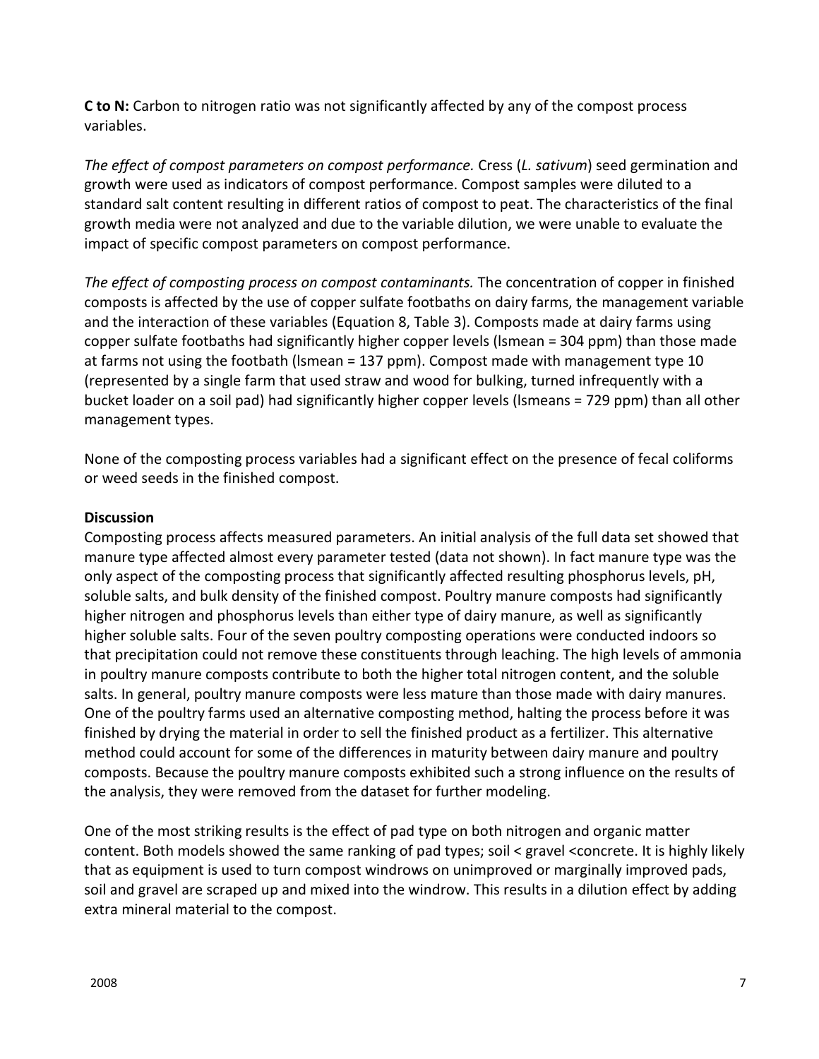**C to N:** Carbon to nitrogen ratio was not significantly affected by any of the compost process variables.

*The effect of compost parameters on compost performance.* Cress (*L. sativum*) seed germination and growth were used as indicators of compost performance. Compost samples were diluted to a standard salt content resulting in different ratios of compost to peat. The characteristics of the final growth media were not analyzed and due to the variable dilution, we were unable to evaluate the impact of specific compost parameters on compost performance.

*The effect of composting process on compost contaminants.* The concentration of copper in finished composts is affected by the use of copper sulfate footbaths on dairy farms, the management variable and the interaction of these variables (Equation 8, Table 3). Composts made at dairy farms using copper sulfate footbaths had significantly higher copper levels (lsmean = 304 ppm) than those made at farms not using the footbath (lsmean = 137 ppm). Compost made with management type 10 (represented by a single farm that used straw and wood for bulking, turned infrequently with a bucket loader on a soil pad) had significantly higher copper levels (lsmeans = 729 ppm) than all other management types.

None of the composting process variables had a significant effect on the presence of fecal coliforms or weed seeds in the finished compost.

## Discussion

Composting process affects measured parameters. An initial analysis of the full data set showed that manure type affected almost every parameter tested (data not shown). In fact manure type was the only aspect of the composting process that significantly affected resulting phosphorus levels, pH, soluble salts, and bulk density of the finished compost. Poultry manure composts had significantly higher nitrogen and phosphorus levels than either type of dairy manure, as well as significantly higher soluble salts. Four of the seven poultry composting operations were conducted indoors so that precipitation could not remove these constituents through leaching. The high levels of ammonia in poultry manure composts contribute to both the higher total nitrogen content, and the soluble salts. In general, poultry manure composts were less mature than those made with dairy manures. One of the poultry farms used an alternative composting method, halting the process before it was finished by drying the material in order to sell the finished product as a fertilizer. This alternative method could account for some of the differences in maturity between dairy manure and poultry composts. Because the poultry manure composts exhibited such a strong influence on the results of the analysis, they were removed from the dataset for further modeling.

One of the most striking results is the effect of pad type on both nitrogen and organic matter content. Both models showed the same ranking of pad types; soil < gravel <concrete. It is highly likely that as equipment is used to turn compost windrows on unimproved or marginally improved pads, soil and gravel are scraped up and mixed into the windrow. This results in a dilution effect by adding extra mineral material to the compost.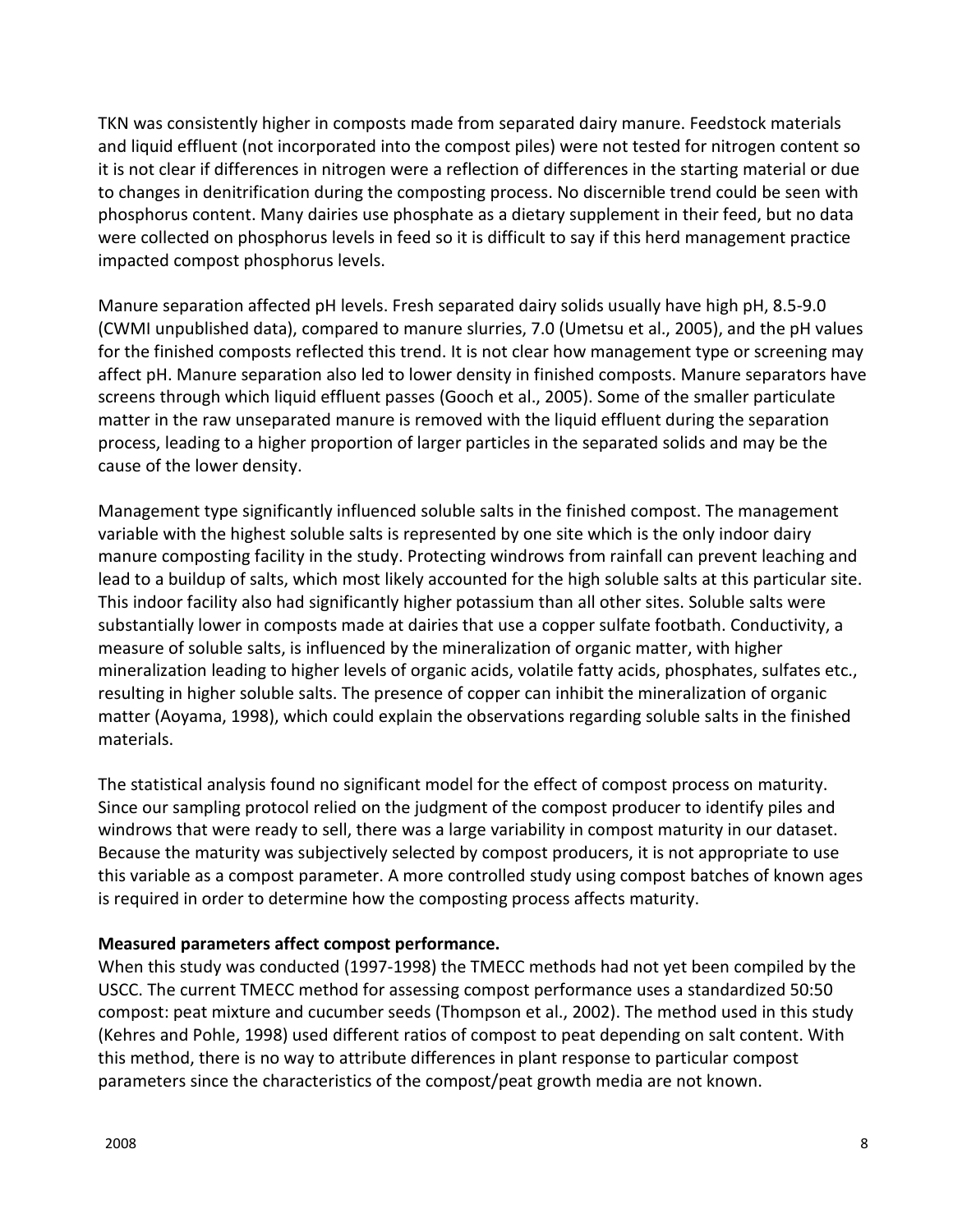TKN was consistently higher in composts made from separated dairy manure. Feedstock materials and liquid effluent (not incorporated into the compost piles) were not tested for nitrogen content so it is not clear if differences in nitrogen were a reflection of differences in the starting material or due to changes in denitrification during the composting process. No discernible trend could be seen with phosphorus content. Many dairies use phosphate as a dietary supplement in their feed, but no data were collected on phosphorus levels in feed so it is difficult to say if this herd management practice impacted compost phosphorus levels.

Manure separation affected pH levels. Fresh separated dairy solids usually have high pH, 8.5-9.0 (CWMI unpublished data), compared to manure slurries, 7.0 (Umetsu et al., 2005), and the pH values for the finished composts reflected this trend. It is not clear how management type or screening may affect pH. Manure separation also led to lower density in finished composts. Manure separators have screens through which liquid effluent passes (Gooch et al., 2005). Some of the smaller particulate matter in the raw unseparated manure is removed with the liquid effluent during the separation process, leading to a higher proportion of larger particles in the separated solids and may be the cause of the lower density.

Management type significantly influenced soluble salts in the finished compost. The management variable with the highest soluble salts is represented by one site which is the only indoor dairy manure composting facility in the study. Protecting windrows from rainfall can prevent leaching and lead to a buildup of salts, which most likely accounted for the high soluble salts at this particular site. This indoor facility also had significantly higher potassium than all other sites. Soluble salts were substantially lower in composts made at dairies that use a copper sulfate footbath. Conductivity, a measure of soluble salts, is influenced by the mineralization of organic matter, with higher mineralization leading to higher levels of organic acids, volatile fatty acids, phosphates, sulfates etc., resulting in higher soluble salts. The presence of copper can inhibit the mineralization of organic matter (Aoyama, 1998), which could explain the observations regarding soluble salts in the finished materials.

The statistical analysis found no significant model for the effect of compost process on maturity. Since our sampling protocol relied on the judgment of the compost producer to identify piles and windrows that were ready to sell, there was a large variability in compost maturity in our dataset. Because the maturity was subjectively selected by compost producers, it is not appropriate to use this variable as a compost parameter. A more controlled study using compost batches of known ages is required in order to determine how the composting process affects maturity.

**Measured parameters affect compost performance.**

When this study was conducted (1997-1998) the TMECC methods had not yet been compiled by the USCC. The current TMECC method for assessing compost performance uses a standardized 50:50 compost: peat mixture and cucumber seeds (Thompson et al., 2002). The method used in this study (Kehres and Pohle, 1998) used different ratios of compost to peat depending on salt content. With this method, there is no way to attribute differences in plant response to particular compost parameters since the characteristics of the compost/peat growth media are not known.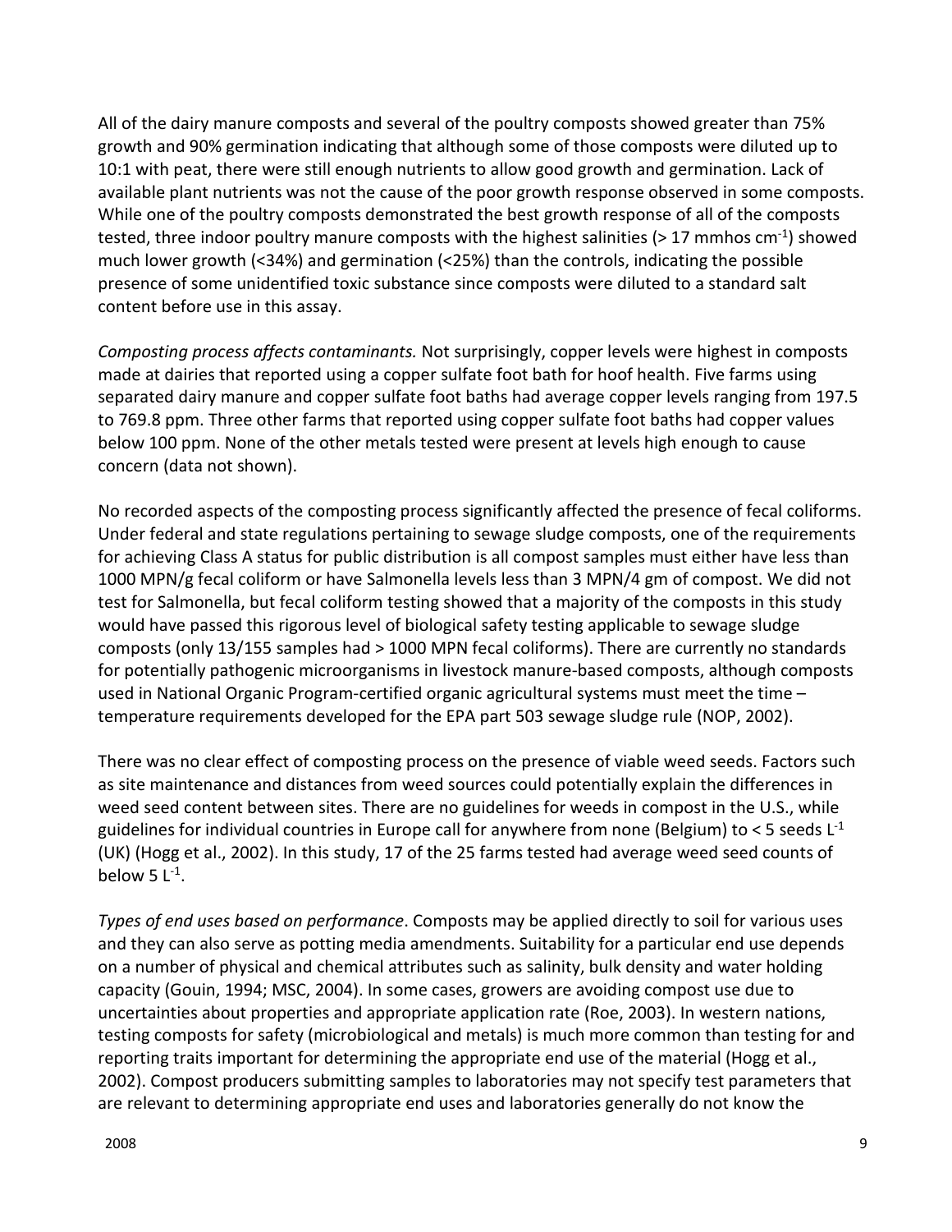All of the dairy manure composts and several of the poultry composts showed greater than 75% growth and 90% germination indicating that although some of those composts were diluted up to 10:1 with peat, there were still enough nutrients to allow good growth and germination. Lack of available plant nutrients was not the cause of the poor growth response observed in some composts. While one of the poultry composts demonstrated the best growth response of all of the composts tested, three indoor poultry manure composts with the highest salinities (> 17 mmhos $cm^{-1}$) showed much lower growth (<34%) and germination (<25%) than the controls, indicating the possible presence of some unidentified toxic substance since composts were diluted to a standard salt content before use in this assay.

*Composting process affects contaminants.* Not surprisingly, copper levels were highest in composts made at dairies that reported using a copper sulfate foot bath for hoof health. Five farms using separated dairy manure and copper sulfate foot baths had average copper levels ranging from 197.5 to 769.8 ppm. Three other farms that reported using copper sulfate foot baths had copper values below 100 ppm. None of the other metals tested were present at levels high enough to cause concern (data not shown).

No recorded aspects of the composting process significantly affected the presence of fecal coliforms. Under federal and state regulations pertaining to sewage sludge composts, one of the requirements for achieving Class A status for public distribution is all compost samples must either have less than 1000 MPN/g fecal coliform or have Salmonella levels less than 3 MPN/4 gm of compost. We did not test for Salmonella, but fecal coliform testing showed that a majority of the composts in this study would have passed this rigorous level of biological safety testing applicable to sewage sludge composts (only 13/155 samples had > 1000 MPN fecal coliforms). There are currently no standards for potentially pathogenic microorganisms in livestock manure-based composts, although composts used in National Organic Program-certified organic agricultural systems must meet the time – temperature requirements developed for the EPA part 503 sewage sludge rule (NOP, 2002).

There was no clear effect of composting process on the presence of viable weed seeds. Factors such as site maintenance and distances from weed sources could potentially explain the differences in weed seed content between sites. There are no guidelines for weeds in compost in the U.S., while guidelines for individual countries in Europe call for anywhere from none (Belgium) to < 5 seeds $L^{-1}$ (UK) (Hogg et al., 2002). In this study, 17 of the 25 farms tested had average weed seed counts of below 5 $L^{-1}$.

*Types of end uses based on performance*. Composts may be applied directly to soil for various uses and they can also serve as potting media amendments. Suitability for a particular end use depends on a number of physical and chemical attributes such as salinity, bulk density and water holding capacity (Gouin, 1994; MSC, 2004). In some cases, growers are avoiding compost use due to uncertainties about properties and appropriate application rate (Roe, 2003). In western nations, testing composts for safety (microbiological and metals) is much more common than testing for and reporting traits important for determining the appropriate end use of the material (Hogg et al., 2002). Compost producers submitting samples to laboratories may not specify test parameters that are relevant to determining appropriate end uses and laboratories generally do not know the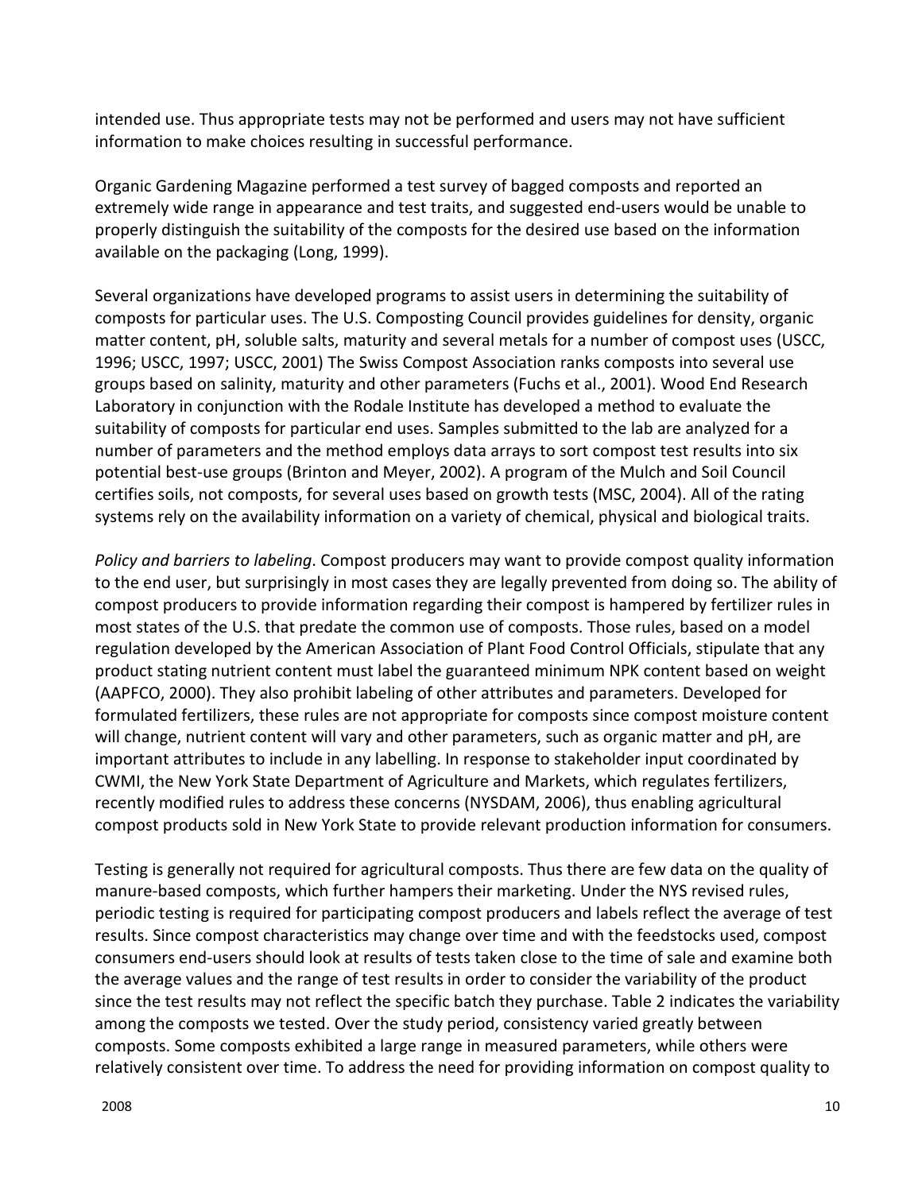intended use. Thus appropriate tests may not be performed and users may not have sufficient information to make choices resulting in successful performance.

Organic Gardening Magazine performed a test survey of bagged composts and reported an extremely wide range in appearance and test traits, and suggested end-users would be unable to properly distinguish the suitability of the composts for the desired use based on the information available on the packaging (Long, 1999).

Several organizations have developed programs to assist users in determining the suitability of composts for particular uses. The U.S. Composting Council provides guidelines for density, organic matter content, pH, soluble salts, maturity and several metals for a number of compost uses (USCC, 1996; USCC, 1997; USCC, 2001) The Swiss Compost Association ranks composts into several use groups based on salinity, maturity and other parameters (Fuchs et al., 2001). Wood End Research Laboratory in conjunction with the Rodale Institute has developed a method to evaluate the suitability of composts for particular end uses. Samples submitted to the lab are analyzed for a number of parameters and the method employs data arrays to sort compost test results into six potential best-use groups (Brinton and Meyer, 2002). A program of the Mulch and Soil Council certifies soils, not composts, for several uses based on growth tests (MSC, 2004). All of the rating systems rely on the availability information on a variety of chemical, physical and biological traits.

*Policy and barriers to labeling*. Compost producers may want to provide compost quality information to the end user, but surprisingly in most cases they are legally prevented from doing so. The ability of compost producers to provide information regarding their compost is hampered by fertilizer rules in most states of the U.S. that predate the common use of composts. Those rules, based on a model regulation developed by the American Association of Plant Food Control Officials, stipulate that any product stating nutrient content must label the guaranteed minimum NPK content based on weight (AAPFCO, 2000). They also prohibit labeling of other attributes and parameters. Developed for formulated fertilizers, these rules are not appropriate for composts since compost moisture content will change, nutrient content will vary and other parameters, such as organic matter and pH, are important attributes to include in any labelling. In response to stakeholder input coordinated by CWMI, the New York State Department of Agriculture and Markets, which regulates fertilizers, recently modified rules to address these concerns (NYSDAM, 2006), thus enabling agricultural compost products sold in New York State to provide relevant production information for consumers.

Testing is generally not required for agricultural composts. Thus there are few data on the quality of manure-based composts, which further hampers their marketing. Under the NYS revised rules, periodic testing is required for participating compost producers and labels reflect the average of test results. Since compost characteristics may change over time and with the feedstocks used, compost consumers end-users should look at results of tests taken close to the time of sale and examine both the average values and the range of test results in order to consider the variability of the product since the test results may not reflect the specific batch they purchase. Table 2 indicates the variability among the composts we tested. Over the study period, consistency varied greatly between composts. Some composts exhibited a large range in measured parameters, while others were relatively consistent over time. To address the need for providing information on compost quality to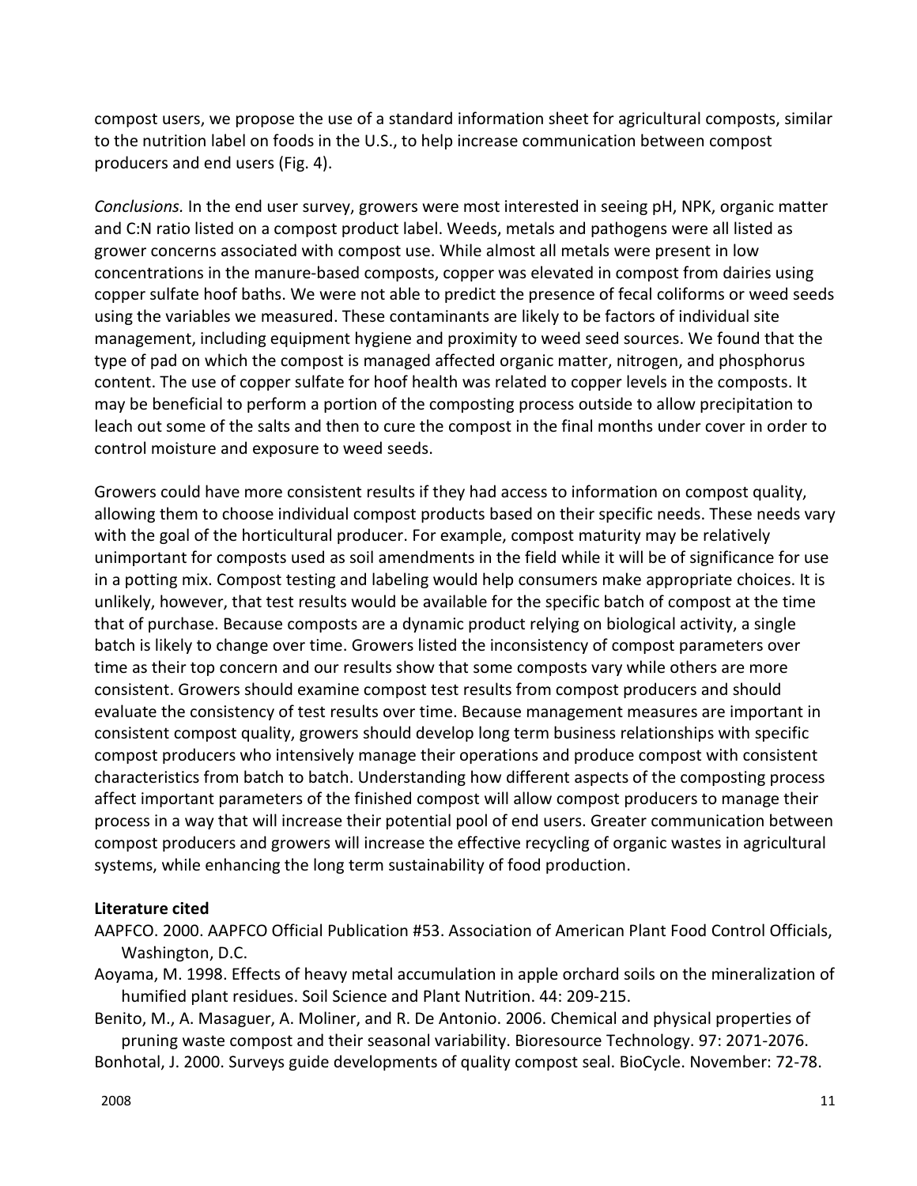compost users, we propose the use of a standard information sheet for agricultural composts, similar to the nutrition label on foods in the U.S., to help increase communication between compost producers and end users (Fig. 4).

*Conclusions.* In the end user survey, growers were most interested in seeing pH, NPK, organic matter and C:N ratio listed on a compost product label. Weeds, metals and pathogens were all listed as grower concerns associated with compost use. While almost all metals were present in low concentrations in the manure-based composts, copper was elevated in compost from dairies using copper sulfate hoof baths. We were not able to predict the presence of fecal coliforms or weed seeds using the variables we measured. These contaminants are likely to be factors of individual site management, including equipment hygiene and proximity to weed seed sources. We found that the type of pad on which the compost is managed affected organic matter, nitrogen, and phosphorus content. The use of copper sulfate for hoof health was related to copper levels in the composts. It may be beneficial to perform a portion of the composting process outside to allow precipitation to leach out some of the salts and then to cure the compost in the final months under cover in order to control moisture and exposure to weed seeds.

Growers could have more consistent results if they had access to information on compost quality, allowing them to choose individual compost products based on their specific needs. These needs vary with the goal of the horticultural producer. For example, compost maturity may be relatively unimportant for composts used as soil amendments in the field while it will be of significance for use in a potting mix. Compost testing and labeling would help consumers make appropriate choices. It is unlikely, however, that test results would be available for the specific batch of compost at the time that of purchase. Because composts are a dynamic product relying on biological activity, a single batch is likely to change over time. Growers listed the inconsistency of compost parameters over time as their top concern and our results show that some composts vary while others are more consistent. Growers should examine compost test results from compost producers and should evaluate the consistency of test results over time. Because management measures are important in consistent compost quality, growers should develop long term business relationships with specific compost producers who intensively manage their operations and produce compost with consistent characteristics from batch to batch. Understanding how different aspects of the composting process affect important parameters of the finished compost will allow compost producers to manage their process in a way that will increase their potential pool of end users. Greater communication between compost producers and growers will increase the effective recycling of organic wastes in agricultural systems, while enhancing the long term sustainability of food production.

**Literature cited**

AAPFCO. 2000. AAPFCO Official Publication #53. Association of American Plant Food Control Officials, Washington, D.C.

Aoyama, M. 1998. Effects of heavy metal accumulation in apple orchard soils on the mineralization of humified plant residues. Soil Science and Plant Nutrition. 44: 209-215.

Benito, M., A. Masaguer, A. Moliner, and R. De Antonio. 2006. Chemical and physical properties of pruning waste compost and their seasonal variability. Bioresource Technology. 97: 2071-2076.

Bonhotal, J. 2000. Surveys guide developments of quality compost seal. BioCycle. November: 72-78.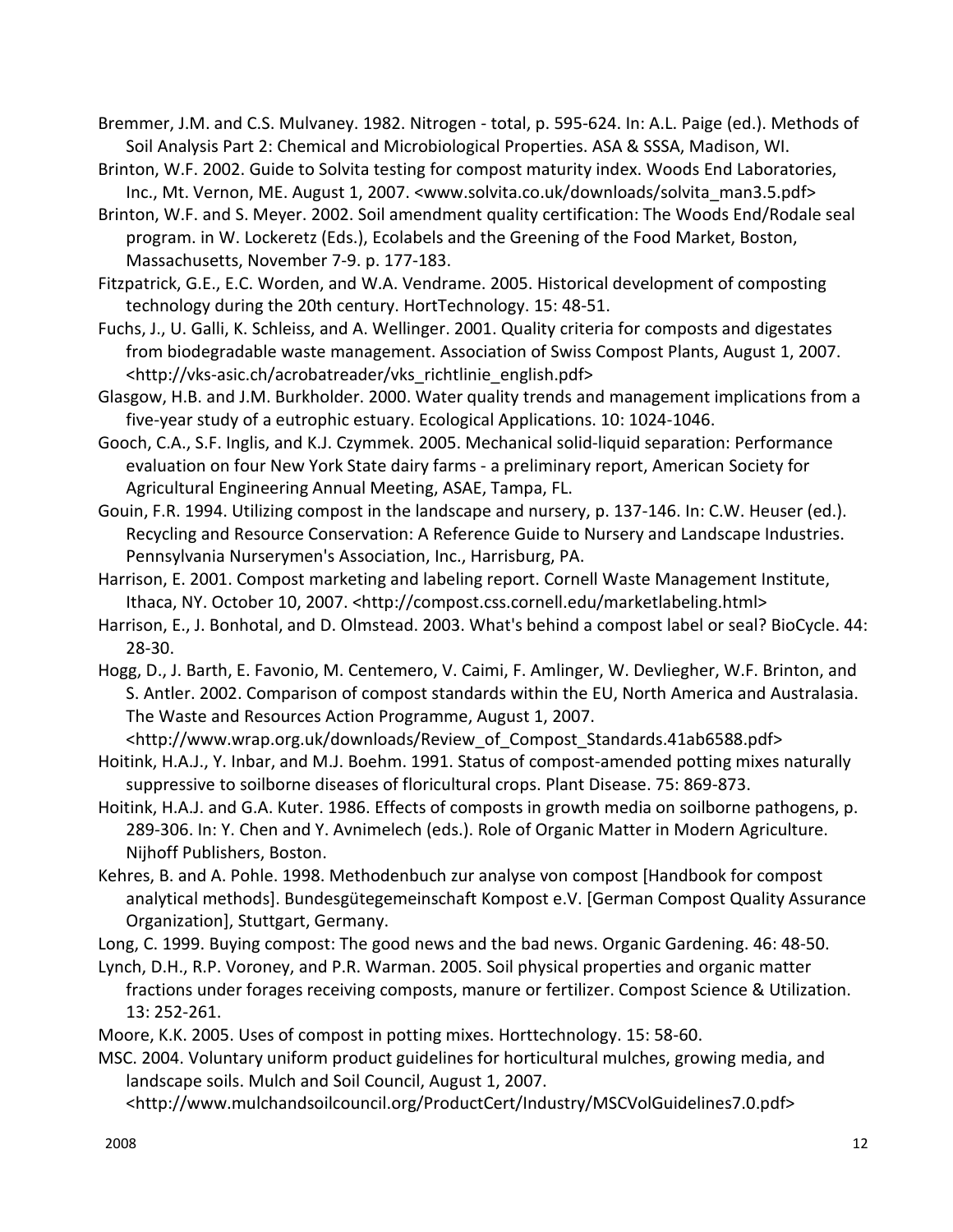Bremmer, J.M. and C.S. Mulvaney. 1982. Nitrogen - total, p. 595-624. In: A.L. Paige (ed.). Methods of Soil Analysis Part 2: Chemical and Microbiological Properties. ASA & SSSA, Madison, WI.

Brinton, W.F. 2002. Guide to Solvita testing for compost maturity index. Woods End Laboratories, Inc., Mt. Vernon, ME. August 1, 2007. <www.solvita.co.uk/downloads/solvita_man3.5.pdf>

Brinton, W.F. and S. Meyer. 2002. Soil amendment quality certification: The Woods End/Rodale seal program. in W. Lockeretz (Eds.), Ecolabels and the Greening of the Food Market, Boston, Massachusetts, November 7-9. p. 177-183.

Fitzpatrick, G.E., E.C. Worden, and W.A. Vendrame. 2005. Historical development of composting technology during the 20th century. HortTechnology. 15: 48-51.

Fuchs, J., U. Galli, K. Schleiss, and A. Wellinger. 2001. Quality criteria for composts and digestates from biodegradable waste management. Association of Swiss Compost Plants, August 1, 2007. <http://vks-asic.ch/acrobatreader/vks_richtlinie_english.pdf>

Glasgow, H.B. and J.M. Burkholder. 2000. Water quality trends and management implications from a five-year study of a eutrophic estuary. Ecological Applications. 10: 1024-1046.

Gooch, C.A., S.F. Inglis, and K.J. Czymmek. 2005. Mechanical solid-liquid separation: Performance evaluation on four New York State dairy farms - a preliminary report, American Society for Agricultural Engineering Annual Meeting, ASAE, Tampa, FL.

Gouin, F.R. 1994. Utilizing compost in the landscape and nursery, p. 137-146. In: C.W. Heuser (ed.). Recycling and Resource Conservation: A Reference Guide to Nursery and Landscape Industries. Pennsylvania Nurserymen's Association, Inc., Harrisburg, PA.

Harrison, E. 2001. Compost marketing and labeling report. Cornell Waste Management Institute, Ithaca, NY. October 10, 2007. <http://compost.css.cornell.edu/marketlabeling.html>

Harrison, E., J. Bonhotal, and D. Olmstead. 2003. What's behind a compost label or seal? BioCycle. 44: 28-30.

Hogg, D., J. Barth, E. Favonio, M. Centemero, V. Caimi, F. Amlinger, W. Devliegher, W.F. Brinton, and S. Antler. 2002. Comparison of compost standards within the EU, North America and Australasia. The Waste and Resources Action Programme, August 1, 2007. <http://www.wrap.org.uk/downloads/Review_of_Compost_Standards.41ab6588.pdf>

Hoitink, H.A.J., Y. Inbar, and M.J. Boehm. 1991. Status of compost-amended potting mixes naturally suppressive to soilborne diseases of floricultural crops. Plant Disease. 75: 869-873.

Hoitink, H.A.J. and G.A. Kuter. 1986. Effects of composts in growth media on soilborne pathogens, p. 289-306. In: Y. Chen and Y. Avnimelech (eds.). Role of Organic Matter in Modern Agriculture. Nijhoff Publishers, Boston.

Kehres, B. and A. Pohle. 1998. Methodenbuch zur analyse von compost [Handbook for compost analytical methods]. Bundesgütegemeinschaft Kompost e.V. [German Compost Quality Assurance Organization], Stuttgart, Germany.

Long, C. 1999. Buying compost: The good news and the bad news. Organic Gardening. 46: 48-50.

Lynch, D.H., R.P. Voroney, and P.R. Warman. 2005. Soil physical properties and organic matter fractions under forages receiving composts, manure or fertilizer. Compost Science & Utilization. 13: 252-261.

Moore, K.K. 2005. Uses of compost in potting mixes. Horttechnology. 15: 58-60.

MSC. 2004. Voluntary uniform product guidelines for horticultural mulches, growing media, and landscape soils. Mulch and Soil Council, August 1, 2007. <http://www.mulchandsoilcouncil.org/ProductCert/Industry/MSCVolGuidelines7.0.pdf>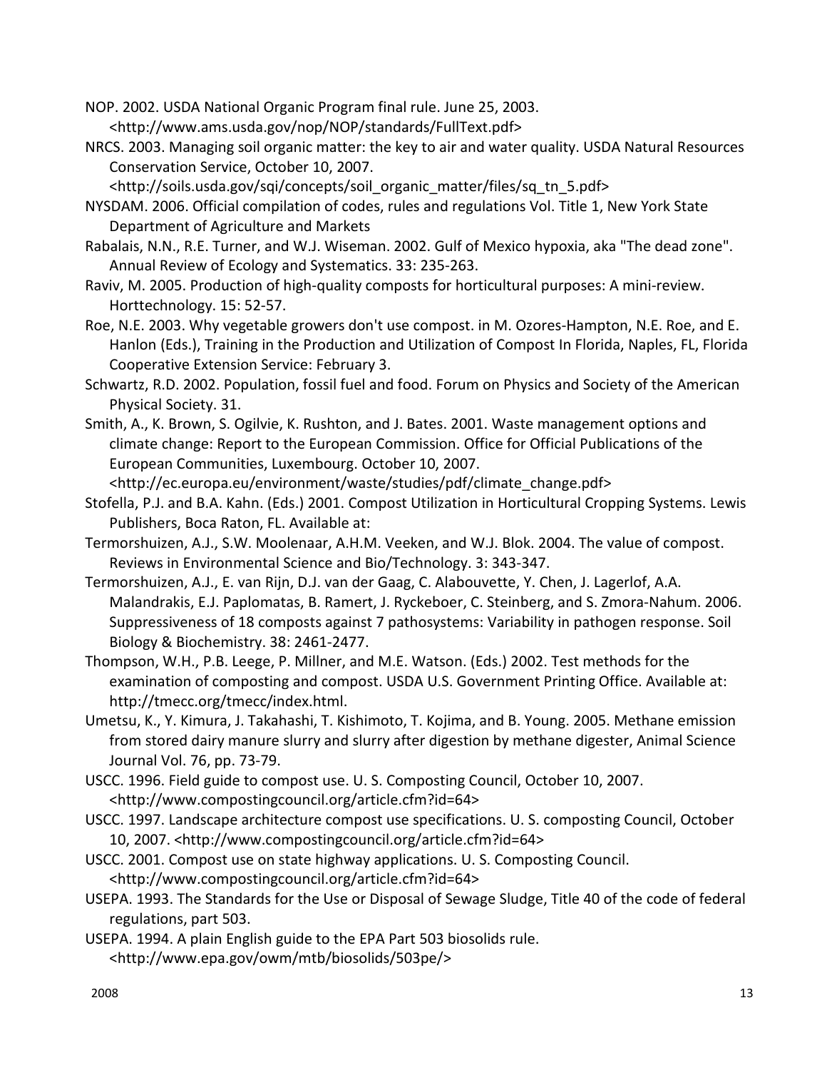NOP. 2002. USDA National Organic Program final rule. June 25, 2003. <http://www.ams.usda.gov/nop/NOP/standards/FullText.pdf>

NRCS. 2003. Managing soil organic matter: the key to air and water quality. USDA Natural Resources Conservation Service, October 10, 2007. <http://soils.usda.gov/sqi/concepts/soil_organic_matter/files/sq_tn_5.pdf>

NYSDAM. 2006. Official compilation of codes, rules and regulations Vol. Title 1, New York State Department of Agriculture and Markets

Rabalais, N.N., R.E. Turner, and W.J. Wiseman. 2002. Gulf of Mexico hypoxia, aka "The dead zone". Annual Review of Ecology and Systematics. 33: 235-263.

Raviv, M. 2005. Production of high-quality composts for horticultural purposes: A mini-review. Horttechnology. 15: 52-57.

Roe, N.E. 2003. Why vegetable growers don't use compost. in M. Ozores-Hampton, N.E. Roe, and E. Hanlon (Eds.), Training in the Production and Utilization of Compost In Florida, Naples, FL, Florida Cooperative Extension Service: February 3.

Schwartz, R.D. 2002. Population, fossil fuel and food. Forum on Physics and Society of the American Physical Society. 31.

Smith, A., K. Brown, S. Ogilvie, K. Rushton, and J. Bates. 2001. Waste management options and climate change: Report to the European Commission. Office for Official Publications of the European Communities, Luxembourg. October 10, 2007. <http://ec.europa.eu/environment/waste/studies/pdf/climate_change.pdf>

Stofella, P.J. and B.A. Kahn. (Eds.) 2001. Compost Utilization in Horticultural Cropping Systems. Lewis Publishers, Boca Raton, FL. Available at:

Termorshuizen, A.J., S.W. Moolenaar, A.H.M. Veeken, and W.J. Blok. 2004. The value of compost. Reviews in Environmental Science and Bio/Technology. 3: 343-347.

Termorshuizen, A.J., E. van Rijn, D.J. van der Gaag, C. Alabouvette, Y. Chen, J. Lagerlof, A.A. Malandrakis, E.J. Paplomatas, B. Ramert, J. Ryckeboer, C. Steinberg, and S. Zmora-Nahum. 2006. Suppressiveness of 18 composts against 7 pathosystems: Variability in pathogen response. Soil Biology & Biochemistry. 38: 2461-2477.

Thompson, W.H., P.B. Leege, P. Millner, and M.E. Watson. (Eds.) 2002. Test methods for the examination of composting and compost. USDA U.S. Government Printing Office. Available at: http://tmecc.org/tmecc/index.html.

Umetsu, K., Y. Kimura, J. Takahashi, T. Kishimoto, T. Kojima, and B. Young. 2005. Methane emission from stored dairy manure slurry and slurry after digestion by methane digester, Animal Science Journal Vol. 76, pp. 73-79.

USCC. 1996. Field guide to compost use. U. S. Composting Council, October 10, 2007. <http://www.compostingcouncil.org/article.cfm?id=64>

USCC. 1997. Landscape architecture compost use specifications. U. S. composting Council, October 10, 2007. <http://www.compostingcouncil.org/article.cfm?id=64>

USCC. 2001. Compost use on state highway applications. U. S. Composting Council. <http://www.compostingcouncil.org/article.cfm?id=64>

USEPA. 1993. The Standards for the Use or Disposal of Sewage Sludge, Title 40 of the code of federal regulations, part 503.

USEPA. 1994. A plain English guide to the EPA Part 503 biosolids rule. <http://www.epa.gov/owm/mtb/biosolids/503pe/>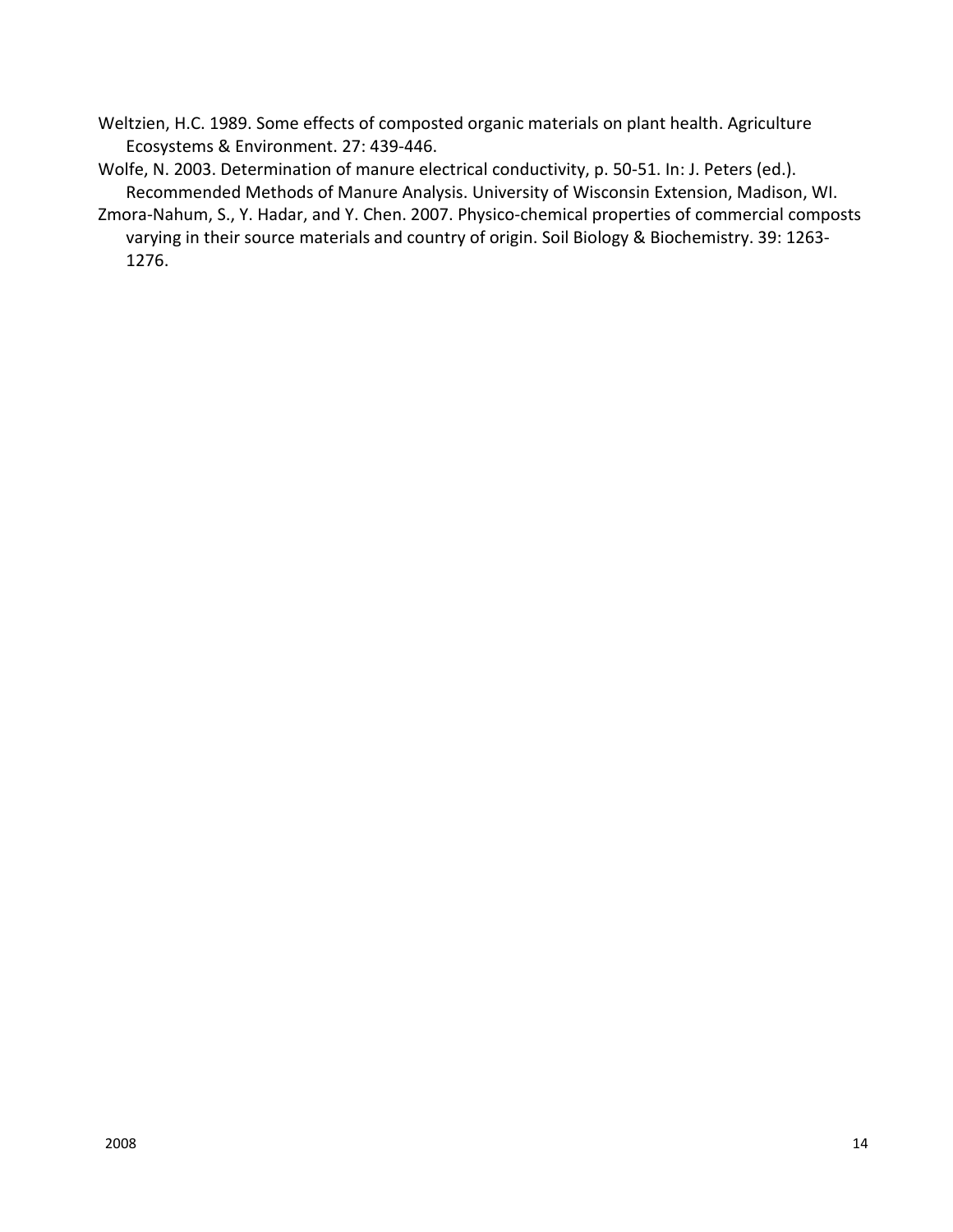Weltzien, H.C. 1989. Some effects of composted organic materials on plant health. Agriculture Ecosystems & Environment. 27: 439-446.

Wolfe, N. 2003. Determination of manure electrical conductivity, p. 50-51. In: J. Peters (ed.). Recommended Methods of Manure Analysis. University of Wisconsin Extension, Madison, WI.

Zmora-Nahum, S., Y. Hadar, and Y. Chen. 2007. Physico-chemical properties of commercial composts varying in their source materials and country of origin. Soil Biology & Biochemistry. 39: 1263-1276.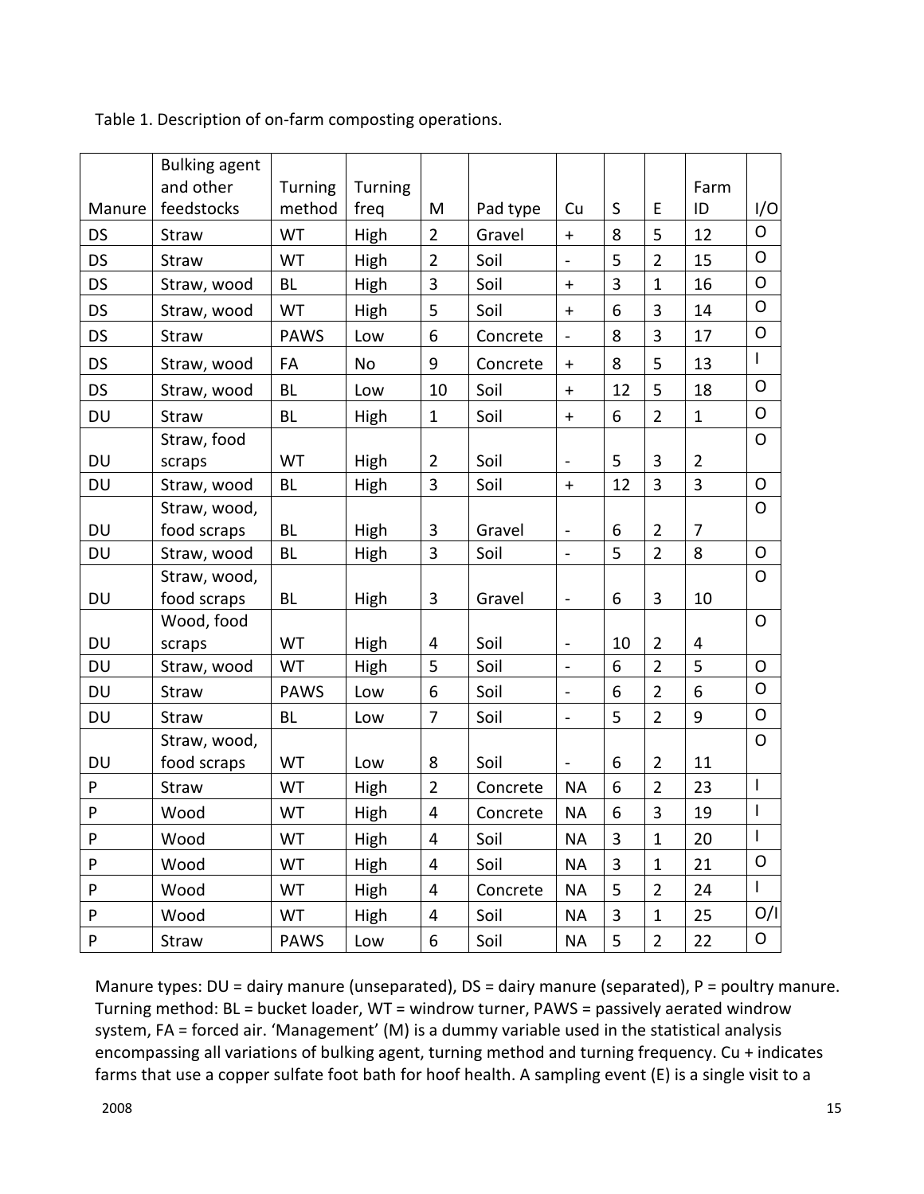Table 1. Description of on-farm composting operations.

| Manure | Bulking agent and other feedstocks | Turning method | Turning freq | M | Pad type | Cu | S | E | Farm ID | I/O |
|---|---|---|---|---|---|---|---|---|---|---|
| DS | Straw | WT | High | 2 | Gravel | + | 8 | 5 | 12 | O |
| DS | Straw | WT | High | 2 | Soil | - | 5 | 2 | 15 | O |
| DS | Straw, wood | BL | High | 3 | Soil | + | 3 | 1 | 16 | O |
| DS | Straw, wood | WT | High | 5 | Soil | + | 6 | 3 | 14 | O |
| DS | Straw | PAWS | Low | 6 | Concrete | - | 8 | 3 | 17 | O |
| DS | Straw, wood | FA | No | 9 | Concrete | + | 8 | 5 | 13 | I |
| DS | Straw, wood | BL | Low | 10 | Soil | + | 12 | 5 | 18 | O |
| DU | Straw | BL | High | 1 | Soil | + | 6 | 2 | 1 | O |
| DU | Straw, food scraps | WT | High | 2 | Soil | - | 5 | 3 | 2 | O |
| DU | Straw, wood | BL | High | 3 | Soil | + | 12 | 3 | 3 | O |
| DU | Straw, wood, food scraps | BL | High | 3 | Gravel | - | 6 | 2 | 7 | O |
| DU | Straw, wood | BL | High | 3 | Soil | - | 5 | 2 | 8 | O |
| DU | Straw, wood, food scraps | BL | High | 3 | Gravel | - | 6 | 3 | 10 | O |
| DU | Wood, food scraps | WT | High | 4 | Soil | - | 10 | 2 | 4 | O |
| DU | Straw, wood | WT | High | 5 | Soil | - | 6 | 2 | 5 | O |
| DU | Straw | PAWS | Low | 6 | Soil | - | 6 | 2 | 6 | O |
| DU | Straw | BL | Low | 7 | Soil | - | 5 | 2 | 9 | O |
| DU | Straw, wood, food scraps | WT | Low | 8 | Soil | - | 6 | 2 | 11 | O |
| P | Straw | WT | High | 2 | Concrete | NA | 6 | 2 | 23 | I |
| P | Wood | WT | High | 4 | Concrete | NA | 6 | 3 | 19 | I |
| P | Wood | WT | High | 4 | Soil | NA | 3 | 1 | 20 | I |
| P | Wood | WT | High | 4 | Soil | NA | 3 | 1 | 21 | O |
| P | Wood | WT | High | 4 | Concrete | NA | 5 | 2 | 24 | I |
| P | Wood | WT | High | 4 | Soil | NA | 3 | 1 | 25 | O/I |
| P | Straw | PAWS | Low | 6 | Soil | NA | 5 | 2 | 22 | O |

Manure types: DU = dairy manure (unseparated), DS = dairy manure (separated), P = poultry manure. Turning method: BL = bucket loader, WT = windrow turner, PAWS = passively aerated windrow system, FA = forced air. 'Management' (M) is a dummy variable used in the statistical analysis encompassing all variations of bulking agent, turning method and turning frequency. Cu + indicates farms that use a copper sulfate foot bath for hoof health. A sampling event (E) is a single visit to a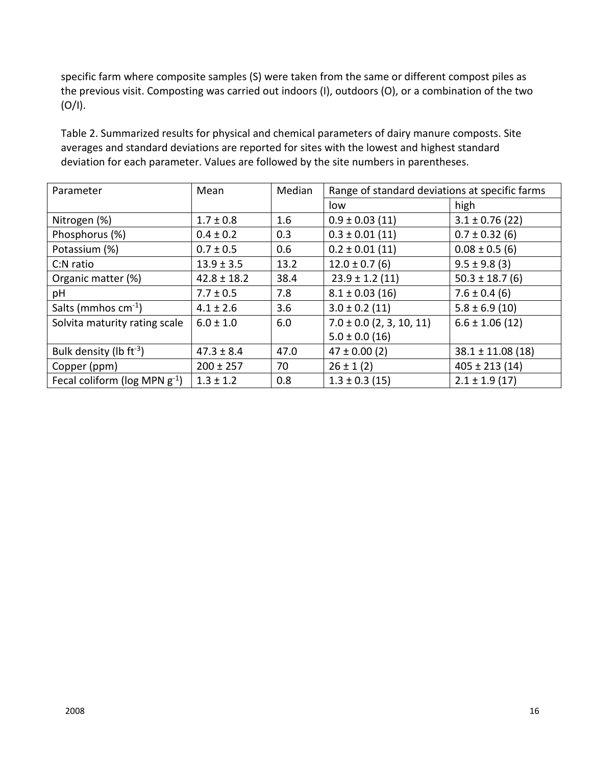specific farm where composite samples (S) were taken from the same or different compost piles as the previous visit. Composting was carried out indoors (I), outdoors (O), or a combination of the two (O/I).

Table 2. Summarized results for physical and chemical parameters of dairy manure composts. Site averages and standard deviations are reported for sites with the lowest and highest standard deviation for each parameter. Values are followed by the site numbers in parentheses.

| Parameter | Mean | Median | Range of standard deviations at specific farms | |
|---|---|---|---|---|
| | | | low | high |
| Nitrogen (%) | 1.7 ± 0.8 | 1.6 | 0.9 ± 0.03 (11) | 3.1 ± 0.76 (22) |
| Phosphorus (%) | 0.4 ± 0.2 | 0.3 | 0.3 ± 0.01 (11) | 0.7 ± 0.32 (6) |
| Potassium (%) | 0.7 ± 0.5 | 0.6 | 0.2 ± 0.01 (11) | 0.08 ± 0.5 (6) |
| C:N ratio | 13.9 ± 3.5 | 13.2 | 12.0 ± 0.7 (6) | 9.5 ± 9.8 (3) |
| Organic matter (%) | 42.8 ± 18.2 | 38.4 | 23.9 ± 1.2 (11) | 50.3 ± 18.7 (6) |
| pH | 7.7 ± 0.5 | 7.8 | 8.1 ± 0.03 (16) | 7.6 ± 0.4 (6) |
| Salts (mmhos $cm^{-1}$) | 4.1 ± 2.6 | 3.6 | 3.0 ± 0.2 (11) | 5.8 ± 6.9 (10) |
| Solvita maturity rating scale | 6.0 ± 1.0 | 6.0 | 7.0 ± 0.0 (2, 3, 10, 11)<br>5.0 ± 0.0 (16) | 6.6 ± 1.06 (12) |
| Bulk density (lb $ft^{-3}$) | 47.3 ± 8.4 | 47.0 | 47 ± 0.00 (2) | 38.1 ± 11.08 (18) |
| Copper (ppm) | 200 ± 257 | 70 | 26 ± 1 (2) | 405 ± 213 (14) |
| Fecal coliform (log MPN $g^{-1}$) | 1.3 ± 1.2 | 0.8 | 1.3 ± 0.3 (15) | 2.1 ± 1.9 (17) |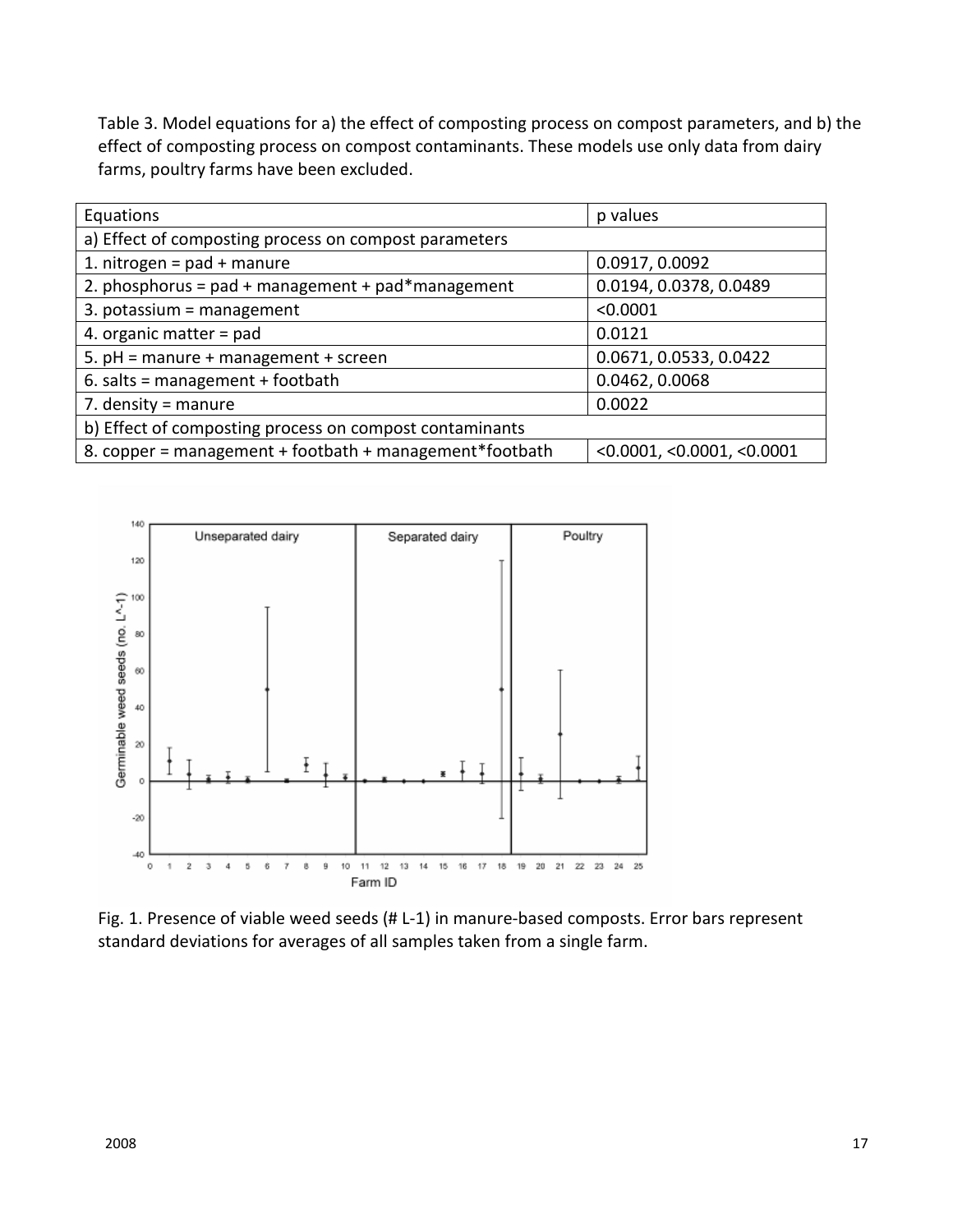Table 3. Model equations for a) the effect of composting process on compost parameters, and b) the effect of composting process on compost contaminants. These models use only data from dairy farms, poultry farms have been excluded.

| Equations | p values |
|---|---|
| a) Effect of composting process on compost parameters | |
| 1. nitrogen = pad + manure | 0.0917, 0.0092 |
| 2. phosphorus = pad + management + pad*management | 0.0194, 0.0378, 0.0489 |
| 3. potassium = management | <0.0001 |
| 4. organic matter = pad | 0.0121 |
| 5. pH = manure + management + screen | 0.0671, 0.0533, 0.0422 |
| 6. salts = management + footbath | 0.0462, 0.0068 |
| 7. density = manure | 0.0022 |
| b) Effect of composting process on compost contaminants | |
| 8. copper = management + footbath + management*footbath | <0.0001, <0.0001, <0.0001 |

Fig. 1. Presence of viable weed seeds (# L-1) in manure-based composts. Error bars represent standard deviations for averages of all samples taken from a single farm.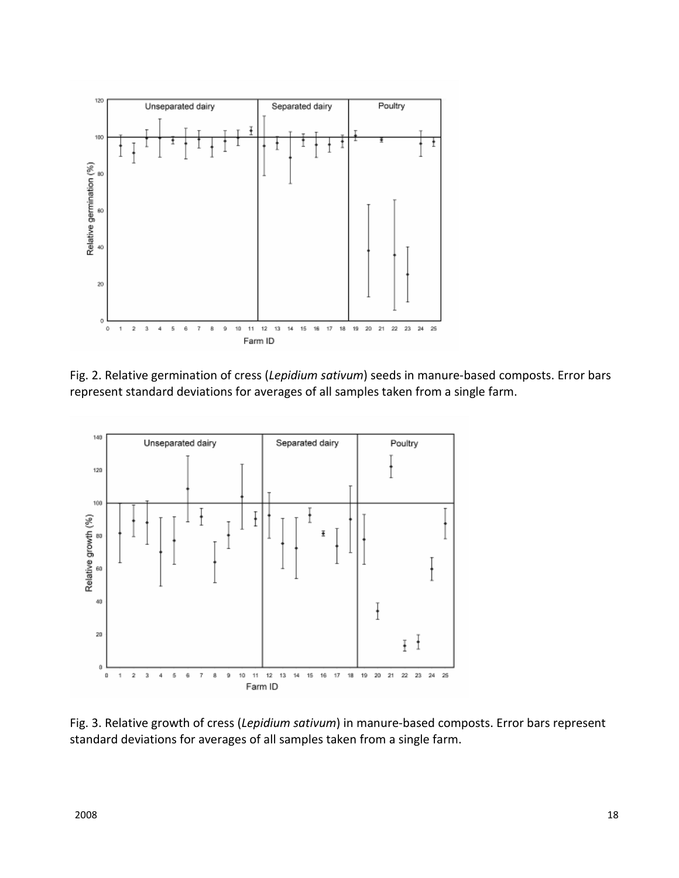Fig. 2. Relative germination of cress (*Lepidium sativum*) seeds in manure-based composts. Error bars represent standard deviations for averages of all samples taken from a single farm.

Fig. 3. Relative growth of cress (*Lepidium sativum*) in manure-based composts. Error bars represent standard deviations for averages of all samples taken from a single farm.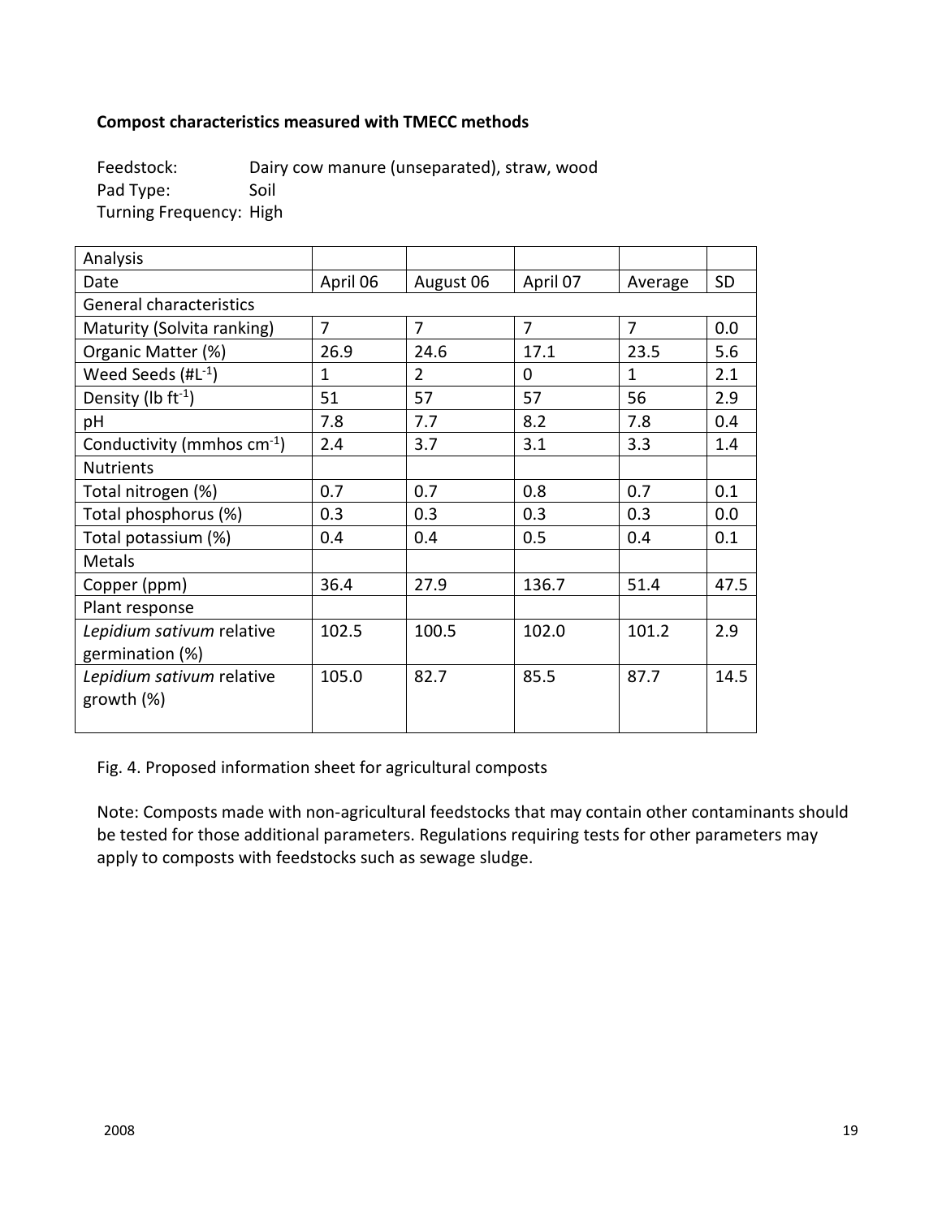**Compost characteristics measured with TMECC methods**

Feedstock: Dairy cow manure (unseparated), straw, wood
Pad Type: Soil
Turning Frequency: High

| Analysis | | | | | |
|---|---|---|---|---|---|
| Date | April 06 | August 06 | April 07 | Average | SD |
| General characteristics | | | | | |
| Maturity (Solvita ranking) | 7 | 7 | 7 | 7 | 0.0 |
| Organic Matter (%) | 26.9 | 24.6 | 17.1 | 23.5 | 5.6 |
| Weed Seeds (#L$^{-1}$) | 1 | 2 | 0 | 1 | 2.1 |
| Density (lb ft$^{-1}$) | 51 | 57 | 57 | 56 | 2.9 |
| pH | 7.8 | 7.7 | 8.2 | 7.8 | 0.4 |
| Conductivity (mmhos cm$^{-1}$) | 2.4 | 3.7 | 3.1 | 3.3 | 1.4 |
| Nutrients | | | | | |
| Total nitrogen (%) | 0.7 | 0.7 | 0.8 | 0.7 | 0.1 |
| Total phosphorus (%) | 0.3 | 0.3 | 0.3 | 0.3 | 0.0 |
| Total potassium (%) | 0.4 | 0.4 | 0.5 | 0.4 | 0.1 |
| Metals | | | | | |
| Copper (ppm) | 36.4 | 27.9 | 136.7 | 51.4 | 47.5 |
| Plant response | | | | | |
| *Lepidium sativum* relative germination (%) | 102.5 | 100.5 | 102.0 | 101.2 | 2.9 |
| *Lepidium sativum* relative growth (%) | 105.0 | 82.7 | 85.5 | 87.7 | 14.5 |

Fig. 4. Proposed information sheet for agricultural composts

Note: Composts made with non-agricultural feedstocks that may contain other contaminants should be tested for those additional parameters. Regulations requiring tests for other parameters may apply to composts with feedstocks such as sewage sludge.